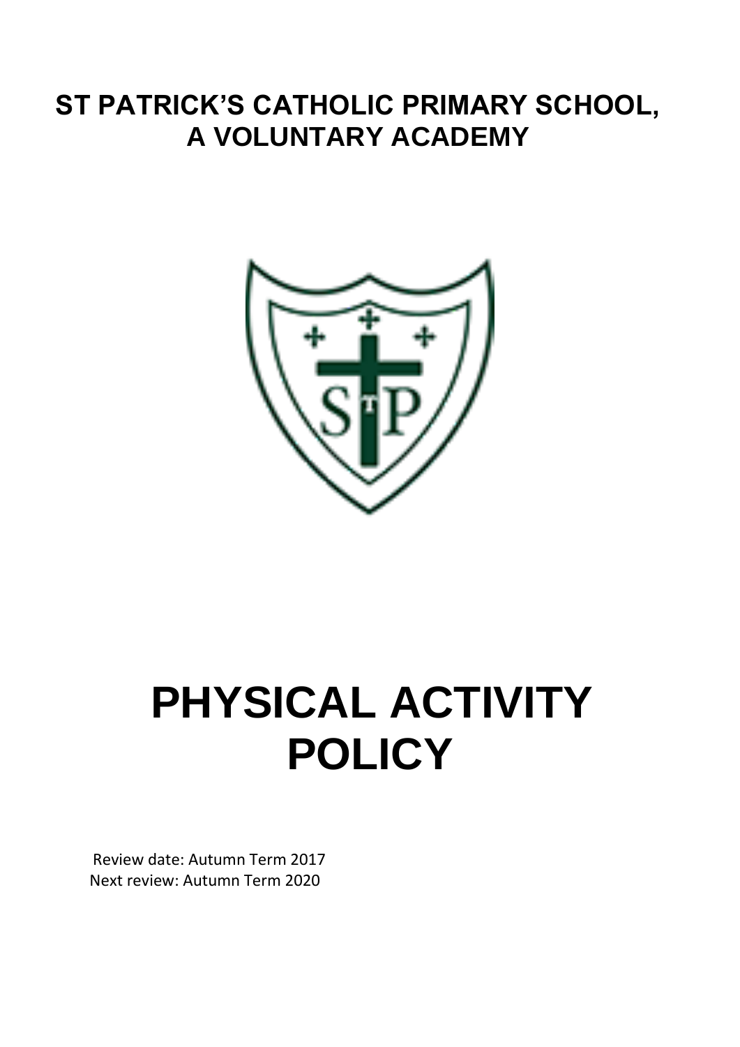# ST PATRICK'S CATHOLIC PRIMARY SCHOOL, A VOLUNTARY ACADEMY

# PHYSICAL ACTIVITY POLICY

Review date: Autumn Term 2017
Next review: Autumn Term 2020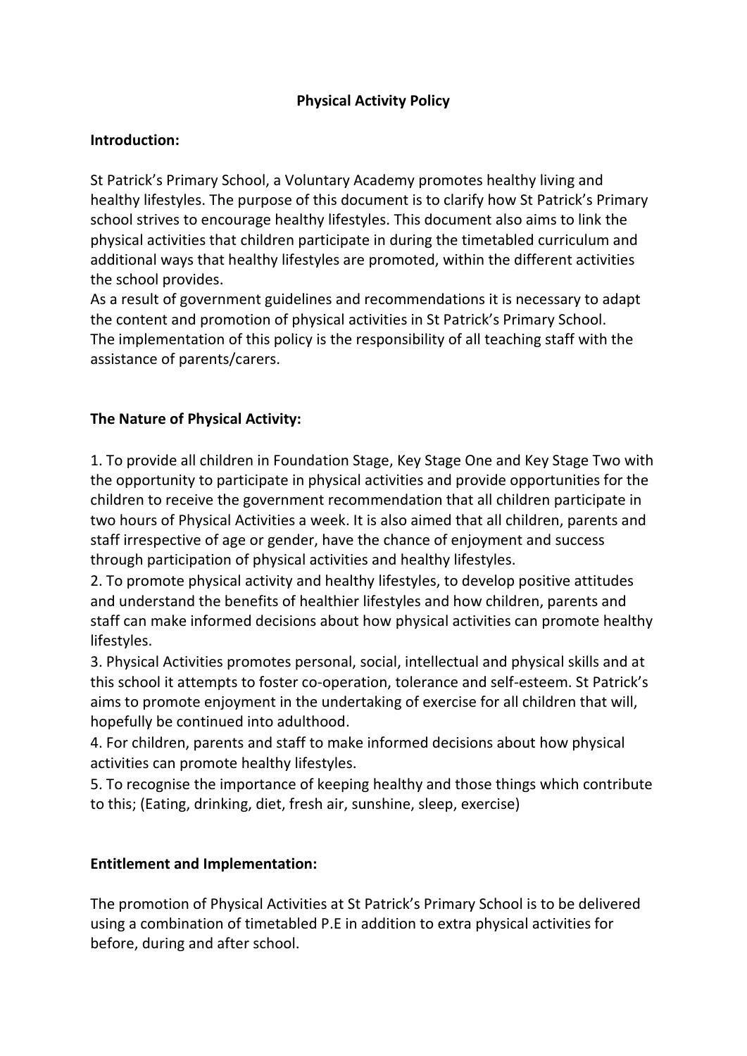# Physical Activity Policy

**Introduction:**

St Patrick's Primary School, a Voluntary Academy promotes healthy living and healthy lifestyles. The purpose of this document is to clarify how St Patrick's Primary school strives to encourage healthy lifestyles. This document also aims to link the physical activities that children participate in during the timetabled curriculum and additional ways that healthy lifestyles are promoted, within the different activities the school provides.
As a result of government guidelines and recommendations it is necessary to adapt the content and promotion of physical activities in St Patrick's Primary School.
The implementation of this policy is the responsibility of all teaching staff with the assistance of parents/carers.

**The Nature of Physical Activity:**

1. To provide all children in Foundation Stage, Key Stage One and Key Stage Two with the opportunity to participate in physical activities and provide opportunities for the children to receive the government recommendation that all children participate in two hours of Physical Activities a week. It is also aimed that all children, parents and staff irrespective of age or gender, have the chance of enjoyment and success through participation of physical activities and healthy lifestyles.
2. To promote physical activity and healthy lifestyles, to develop positive attitudes and understand the benefits of healthier lifestyles and how children, parents and staff can make informed decisions about how physical activities can promote healthy lifestyles.
3. Physical Activities promotes personal, social, intellectual and physical skills and at this school it attempts to foster co-operation, tolerance and self-esteem. St Patrick's aims to promote enjoyment in the undertaking of exercise for all children that will, hopefully be continued into adulthood.
4. For children, parents and staff to make informed decisions about how physical activities can promote healthy lifestyles.
5. To recognise the importance of keeping healthy and those things which contribute to this; (Eating, drinking, diet, fresh air, sunshine, sleep, exercise)

**Entitlement and Implementation:**

The promotion of Physical Activities at St Patrick's Primary School is to be delivered using a combination of timetabled P.E in addition to extra physical activities for before, during and after school.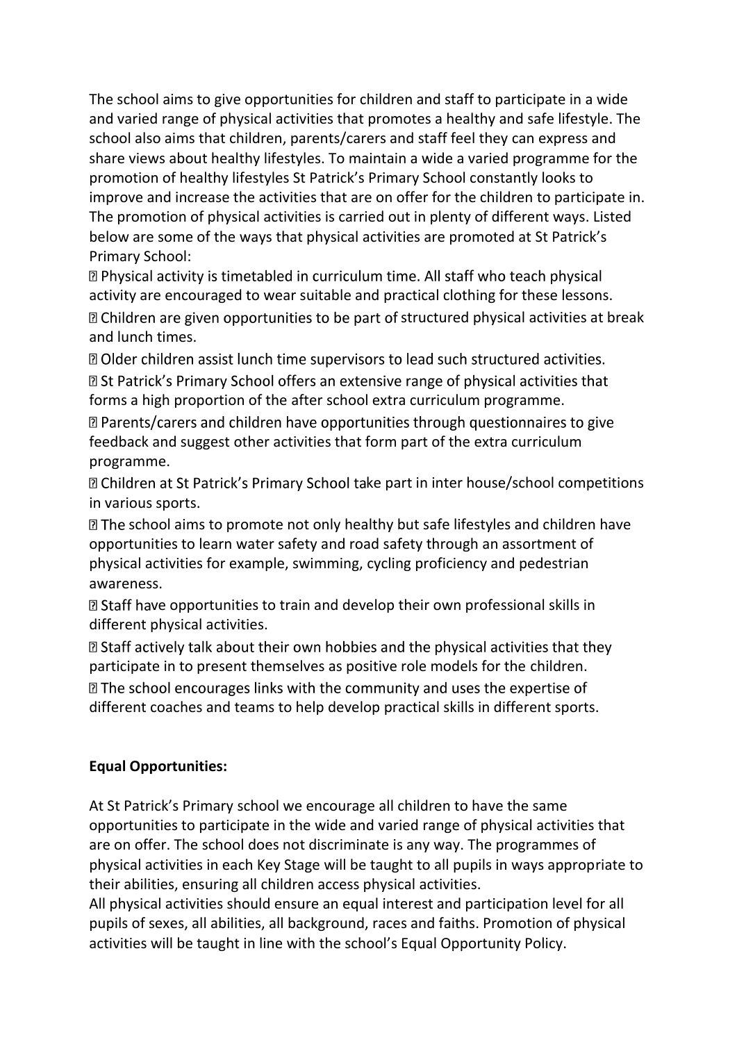The school aims to give opportunities for children and staff to participate in a wide and varied range of physical activities that promotes a healthy and safe lifestyle. The school also aims that children, parents/carers and staff feel they can express and share views about healthy lifestyles. To maintain a wide a varied programme for the promotion of healthy lifestyles St Patrick's Primary School constantly looks to improve and increase the activities that are on offer for the children to participate in. The promotion of physical activities is carried out in plenty of different ways. Listed below are some of the ways that physical activities are promoted at St Patrick's Primary School:

- Physical activity is timetabled in curriculum time. All staff who teach physical activity are encouraged to wear suitable and practical clothing for these lessons.
- Children are given opportunities to be part of structured physical activities at break and lunch times.
- Older children assist lunch time supervisors to lead such structured activities.
- St Patrick's Primary School offers an extensive range of physical activities that forms a high proportion of the after school extra curriculum programme.
- Parents/carers and children have opportunities through questionnaires to give feedback and suggest other activities that form part of the extra curriculum programme.
- Children at St Patrick's Primary School take part in inter house/school competitions in various sports.
- The school aims to promote not only healthy but safe lifestyles and children have opportunities to learn water safety and road safety through an assortment of physical activities for example, swimming, cycling proficiency and pedestrian awareness.
- Staff have opportunities to train and develop their own professional skills in different physical activities.
- Staff actively talk about their own hobbies and the physical activities that they participate in to present themselves as positive role models for the children.
- The school encourages links with the community and uses the expertise of different coaches and teams to help develop practical skills in different sports.

**Equal Opportunities:**

At St Patrick's Primary school we encourage all children to have the same opportunities to participate in the wide and varied range of physical activities that are on offer. The school does not discriminate is any way. The programmes of physical activities in each Key Stage will be taught to all pupils in ways appropriate to their abilities, ensuring all children access physical activities.

All physical activities should ensure an equal interest and participation level for all pupils of sexes, all abilities, all background, races and faiths. Promotion of physical activities will be taught in line with the school's Equal Opportunity Policy.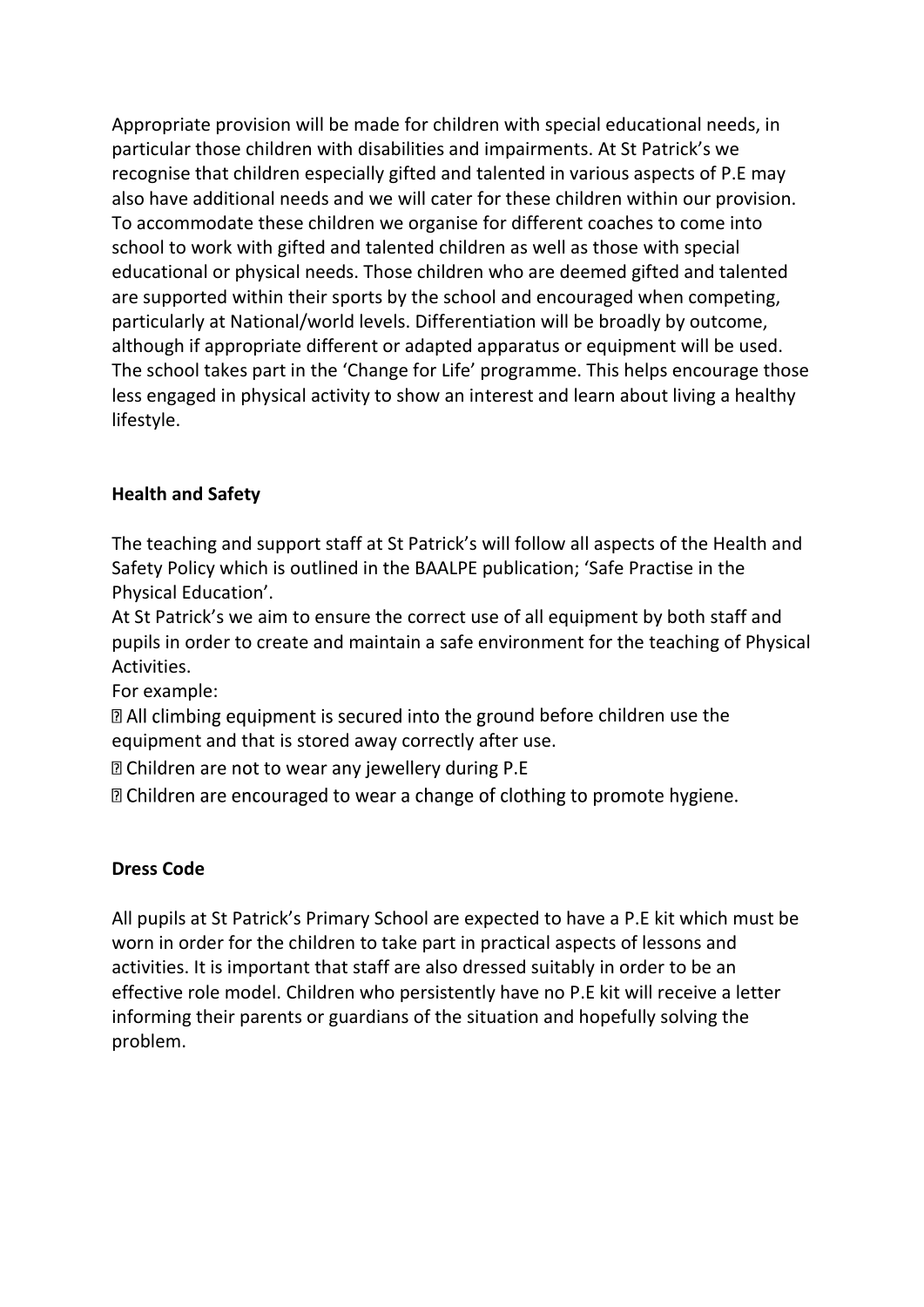Appropriate provision will be made for children with special educational needs, in particular those children with disabilities and impairments. At St Patrick's we recognise that children especially gifted and talented in various aspects of P.E may also have additional needs and we will cater for these children within our provision. To accommodate these children we organise for different coaches to come into school to work with gifted and talented children as well as those with special educational or physical needs. Those children who are deemed gifted and talented are supported within their sports by the school and encouraged when competing, particularly at National/world levels. Differentiation will be broadly by outcome, although if appropriate different or adapted apparatus or equipment will be used. The school takes part in the 'Change for Life' programme. This helps encourage those less engaged in physical activity to show an interest and learn about living a healthy lifestyle.

**Health and Safety**

The teaching and support staff at St Patrick's will follow all aspects of the Health and Safety Policy which is outlined in the BAALPE publication; 'Safe Practise in the Physical Education'.

At St Patrick's we aim to ensure the correct use of all equipment by both staff and pupils in order to create and maintain a safe environment for the teaching of Physical Activities.

For example:

- All climbing equipment is secured into the ground before children use the equipment and that is stored away correctly after use.
- Children are not to wear any jewellery during P.E
- Children are encouraged to wear a change of clothing to promote hygiene.

**Dress Code**

All pupils at St Patrick's Primary School are expected to have a P.E kit which must be worn in order for the children to take part in practical aspects of lessons and activities. It is important that staff are also dressed suitably in order to be an effective role model. Children who persistently have no P.E kit will receive a letter informing their parents or guardians of the situation and hopefully solving the problem.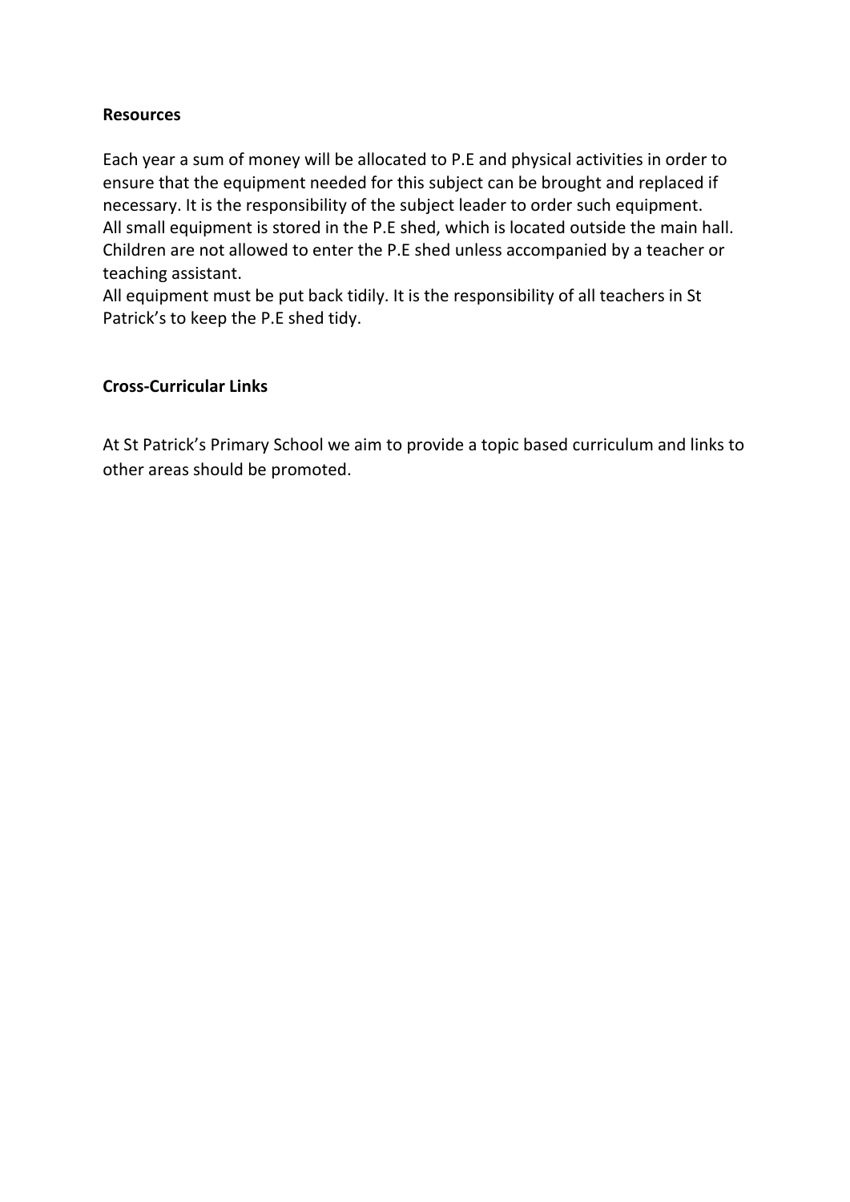**Resources**

Each year a sum of money will be allocated to P.E and physical activities in order to ensure that the equipment needed for this subject can be brought and replaced if necessary. It is the responsibility of the subject leader to order such equipment.
All small equipment is stored in the P.E shed, which is located outside the main hall. Children are not allowed to enter the P.E shed unless accompanied by a teacher or teaching assistant.
All equipment must be put back tidily. It is the responsibility of all teachers in St Patrick's to keep the P.E shed tidy.

**Cross-Curricular Links**

At St Patrick's Primary School we aim to provide a topic based curriculum and links to other areas should be promoted.